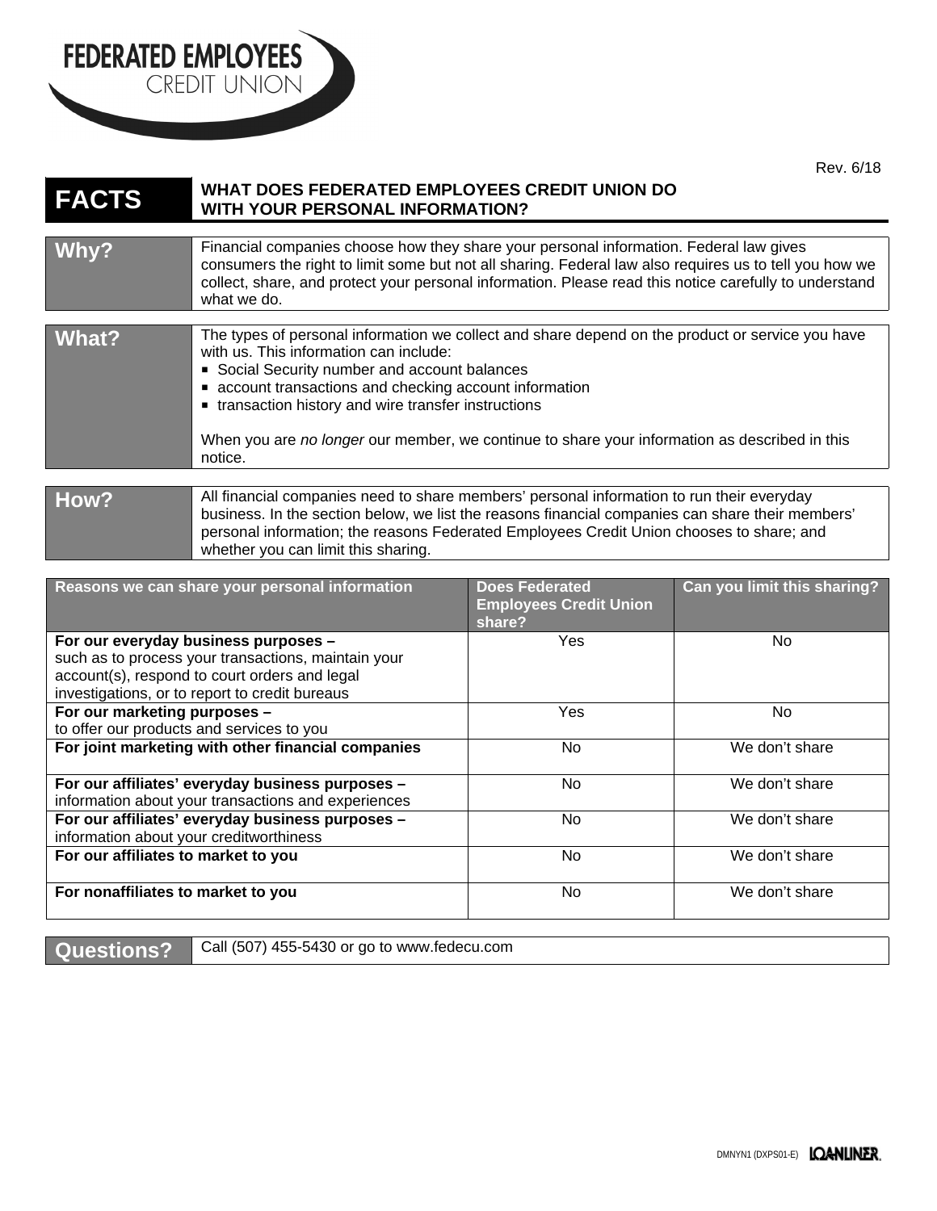FEDERATED EMPLOYEES
CREDIT UNION

Rev. 6/18

# FACTS — WHAT DOES FEDERATED EMPLOYEES CREDIT UNION DO WITH YOUR PERSONAL INFORMATION?

| | |
|---|---|
| **Why?** | Financial companies choose how they share your personal information. Federal law gives consumers the right to limit some but not all sharing. Federal law also requires us to tell you how we collect, share, and protect your personal information. Please read this notice carefully to understand what we do. |

| | |
|---|---|
| **What?** | The types of personal information we collect and share depend on the product or service you have with us. This information can include:<br>■ Social Security number and account balances<br>■ account transactions and checking account information<br>■ transaction history and wire transfer instructions<br><br>When you are *no longer* our member, we continue to share your information as described in this notice. |

| | |
|---|---|
| **How?** | All financial companies need to share members' personal information to run their everyday business. In the section below, we list the reasons financial companies can share their members' personal information; the reasons Federated Employees Credit Union chooses to share; and whether you can limit this sharing. |

| Reasons we can share your personal information | Does Federated Employees Credit Union share? | Can you limit this sharing? |
|---|---|---|
| **For our everyday business purposes –** such as to process your transactions, maintain your account(s), respond to court orders and legal investigations, or to report to credit bureaus | Yes | No |
| **For our marketing purposes –** to offer our products and services to you | Yes | No |
| **For joint marketing with other financial companies** | No | We don't share |
| **For our affiliates' everyday business purposes –** information about your transactions and experiences | No | We don't share |
| **For our affiliates' everyday business purposes –** information about your creditworthiness | No | We don't share |
| **For our affiliates to market to you** | No | We don't share |
| **For nonaffiliates to market to you** | No | We don't share |

| | |
|---|---|
| **Questions?** | Call (507) 455-5430 or go to www.fedecu.com |

DMNYN1 (DXPS01-E) LOANLINER.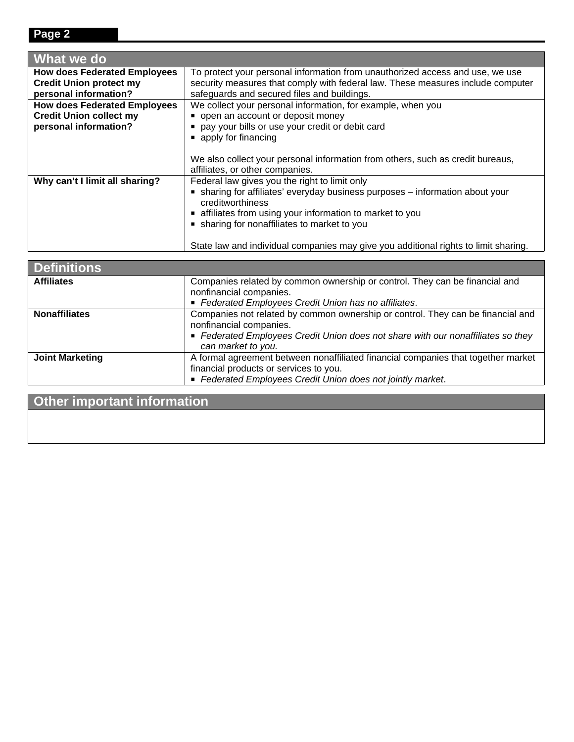## What we do

| | |
|---|---|
| **How does Federated Employees Credit Union protect my personal information?** | To protect your personal information from unauthorized access and use, we use security measures that comply with federal law. These measures include computer safeguards and secured files and buildings. |
| **How does Federated Employees Credit Union collect my personal information?** | We collect your personal information, for example, when you<br>▪ open an account or deposit money<br>▪ pay your bills or use your credit or debit card<br>▪ apply for financing<br><br>We also collect your personal information from others, such as credit bureaus, affiliates, or other companies. |
| **Why can't I limit all sharing?** | Federal law gives you the right to limit only<br>▪ sharing for affiliates' everyday business purposes – information about your creditworthiness<br>▪ affiliates from using your information to market to you<br>▪ sharing for nonaffiliates to market to you<br><br>State law and individual companies may give you additional rights to limit sharing. |

## Definitions

| | |
|---|---|
| **Affiliates** | Companies related by common ownership or control. They can be financial and nonfinancial companies.<br>▪ *Federated Employees Credit Union has no affiliates*. |
| **Nonaffiliates** | Companies not related by common ownership or control. They can be financial and nonfinancial companies.<br>▪ *Federated Employees Credit Union does not share with our nonaffiliates so they can market to you.* |
| **Joint Marketing** | A formal agreement between nonaffiliated financial companies that together market financial products or services to you.<br>▪ *Federated Employees Credit Union does not jointly market*. |

## Other important information